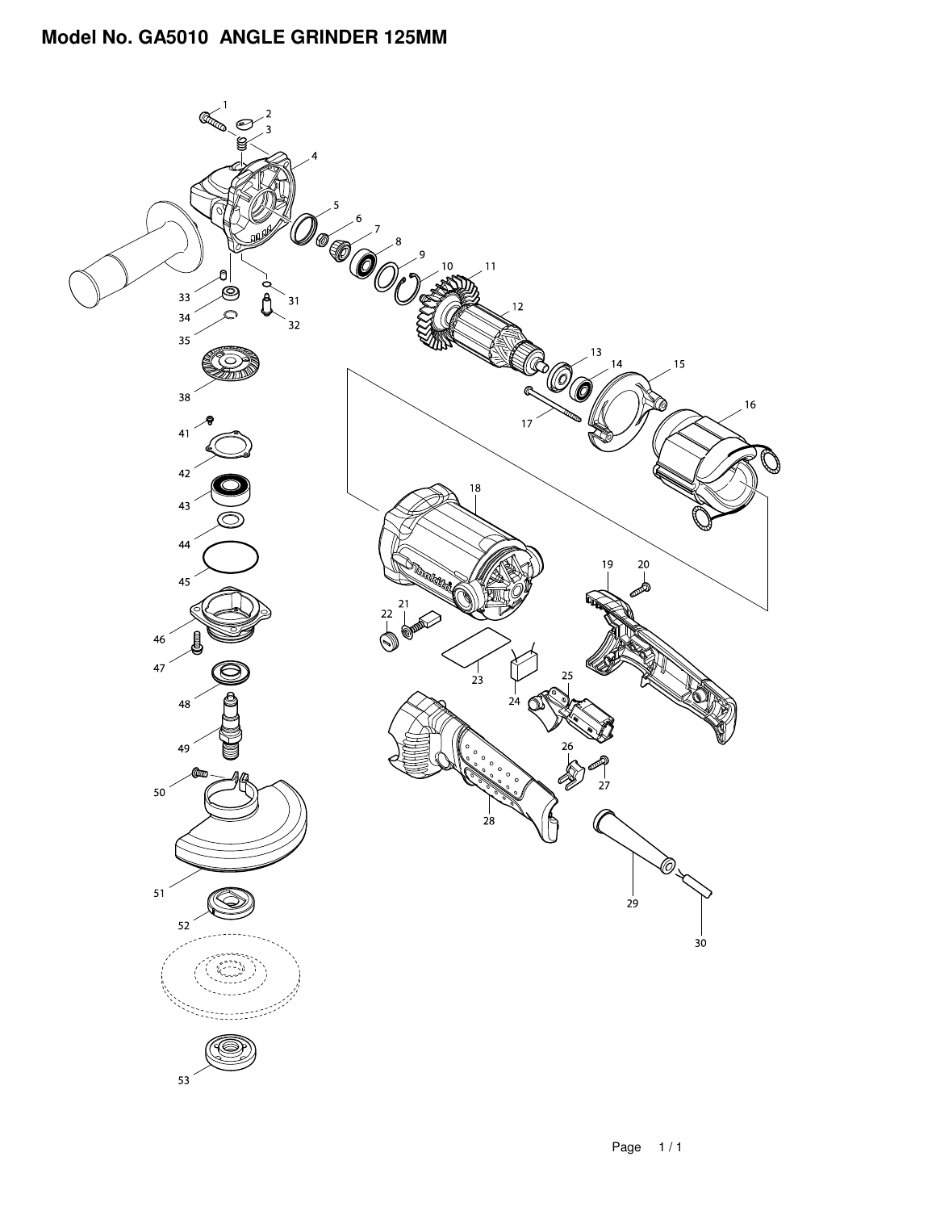# Model No. GA5010 ANGLE GRINDER 125MM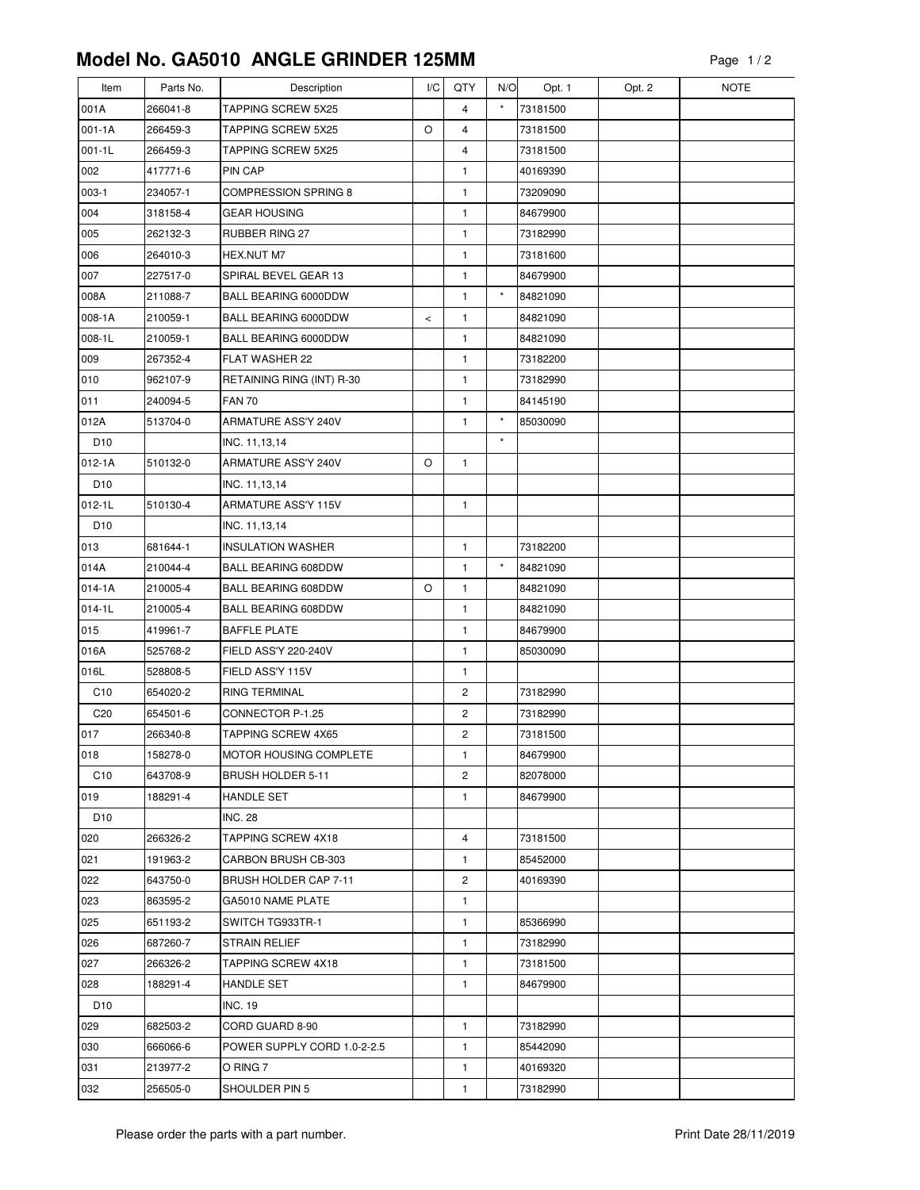# Model No. GA5010 ANGLE GRINDER 125MM

| Item | Parts No. | Description | I/C | QTY | N/O | Opt. 1 | Opt. 2 | NOTE |
|---|---|---|---|---|---|---|---|---|
| 001A | 266041-8 | TAPPING SCREW 5X25 | | 4 | * | 73181500 | | |
| 001-1A | 266459-3 | TAPPING SCREW 5X25 | O | 4 | | 73181500 | | |
| 001-1L | 266459-3 | TAPPING SCREW 5X25 | | 4 | | 73181500 | | |
| 002 | 417771-6 | PIN CAP | | 1 | | 40169390 | | |
| 003-1 | 234057-1 | COMPRESSION SPRING 8 | | 1 | | 73209090 | | |
| 004 | 318158-4 | GEAR HOUSING | | 1 | | 84679900 | | |
| 005 | 262132-3 | RUBBER RING 27 | | 1 | | 73182990 | | |
| 006 | 264010-3 | HEX.NUT M7 | | 1 | | 73181600 | | |
| 007 | 227517-0 | SPIRAL BEVEL GEAR 13 | | 1 | | 84679900 | | |
| 008A | 211088-7 | BALL BEARING 6000DDW | | 1 | * | 84821090 | | |
| 008-1A | 210059-1 | BALL BEARING 6000DDW | < | 1 | | 84821090 | | |
| 008-1L | 210059-1 | BALL BEARING 6000DDW | | 1 | | 84821090 | | |
| 009 | 267352-4 | FLAT WASHER 22 | | 1 | | 73182200 | | |
| 010 | 962107-9 | RETAINING RING (INT) R-30 | | 1 | | 73182990 | | |
| 011 | 240094-5 | FAN 70 | | 1 | | 84145190 | | |
| 012A | 513704-0 | ARMATURE ASS'Y 240V | | 1 | * | 85030090 | | |
| D10 | | INC. 11,13,14 | | | * | | | |
| 012-1A | 510132-0 | ARMATURE ASS'Y 240V | O | 1 | | | | |
| D10 | | INC. 11,13,14 | | | | | | |
| 012-1L | 510130-4 | ARMATURE ASS'Y 115V | | 1 | | | | |
| D10 | | INC. 11,13,14 | | | | | | |
| 013 | 681644-1 | INSULATION WASHER | | 1 | | 73182200 | | |
| 014A | 210044-4 | BALL BEARING 608DDW | | 1 | * | 84821090 | | |
| 014-1A | 210005-4 | BALL BEARING 608DDW | O | 1 | | 84821090 | | |
| 014-1L | 210005-4 | BALL BEARING 608DDW | | 1 | | 84821090 | | |
| 015 | 419961-7 | BAFFLE PLATE | | 1 | | 84679900 | | |
| 016A | 525768-2 | FIELD ASS'Y 220-240V | | 1 | | 85030090 | | |
| 016L | 528808-5 | FIELD ASS'Y 115V | | 1 | | | | |
| C10 | 654020-2 | RING TERMINAL | | 2 | | 73182990 | | |
| C20 | 654501-6 | CONNECTOR P-1.25 | | 2 | | 73182990 | | |
| 017 | 266340-8 | TAPPING SCREW 4X65 | | 2 | | 73181500 | | |
| 018 | 158278-0 | MOTOR HOUSING COMPLETE | | 1 | | 84679900 | | |
| C10 | 643708-9 | BRUSH HOLDER 5-11 | | 2 | | 82078000 | | |
| 019 | 188291-4 | HANDLE SET | | 1 | | 84679900 | | |
| D10 | | INC. 28 | | | | | | |
| 020 | 266326-2 | TAPPING SCREW 4X18 | | 4 | | 73181500 | | |
| 021 | 191963-2 | CARBON BRUSH CB-303 | | 1 | | 85452000 | | |
| 022 | 643750-0 | BRUSH HOLDER CAP 7-11 | | 2 | | 40169390 | | |
| 023 | 863595-2 | GA5010 NAME PLATE | | 1 | | | | |
| 025 | 651193-2 | SWITCH TG933TR-1 | | 1 | | 85366990 | | |
| 026 | 687260-7 | STRAIN RELIEF | | 1 | | 73182990 | | |
| 027 | 266326-2 | TAPPING SCREW 4X18 | | 1 | | 73181500 | | |
| 028 | 188291-4 | HANDLE SET | | 1 | | 84679900 | | |
| D10 | | INC. 19 | | | | | | |
| 029 | 682503-2 | CORD GUARD 8-90 | | 1 | | 73182990 | | |
| 030 | 666066-6 | POWER SUPPLY CORD 1.0-2-2.5 | | 1 | | 85442090 | | |
| 031 | 213977-2 | O RING 7 | | 1 | | 40169320 | | |
| 032 | 256505-0 | SHOULDER PIN 5 | | 1 | | 73182990 | | |

Please order the parts with a part number.

Print Date 28/11/2019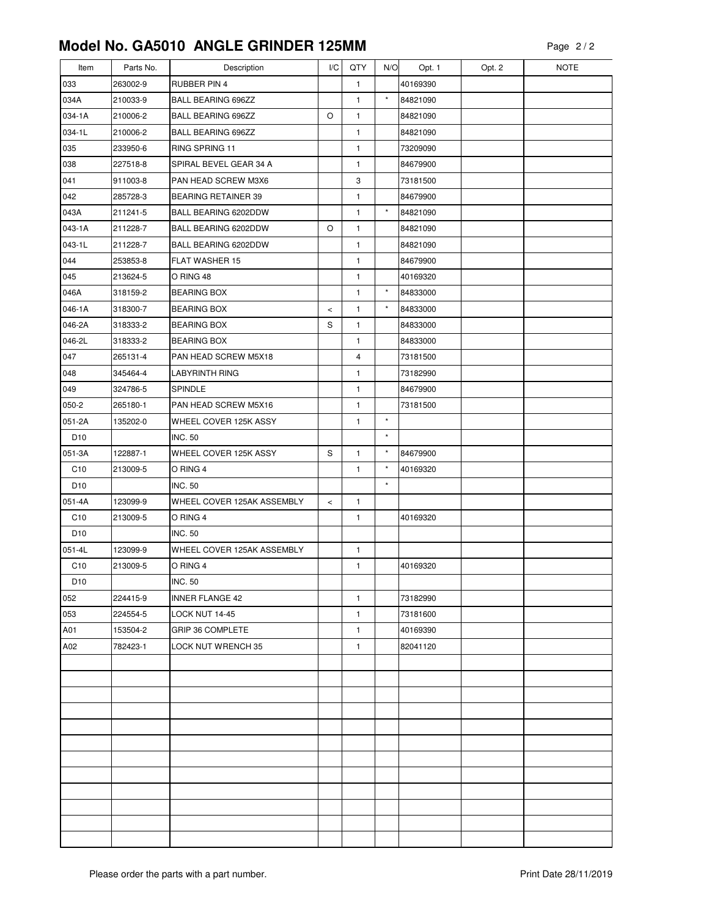# Model No. GA5010 ANGLE GRINDER 125MM

| Item | Parts No. | Description | I/C | QTY | N/O | Opt. 1 | Opt. 2 | NOTE |
|---|---|---|---|---|---|---|---|---|
| 033 | 263002-9 | RUBBER PIN 4 | | 1 | | 40169390 | | |
| 034A | 210033-9 | BALL BEARING 696ZZ | | 1 | * | 84821090 | | |
| 034-1A | 210006-2 | BALL BEARING 696ZZ | O | 1 | | 84821090 | | |
| 034-1L | 210006-2 | BALL BEARING 696ZZ | | 1 | | 84821090 | | |
| 035 | 233950-6 | RING SPRING 11 | | 1 | | 73209090 | | |
| 038 | 227518-8 | SPIRAL BEVEL GEAR 34 A | | 1 | | 84679900 | | |
| 041 | 911003-8 | PAN HEAD SCREW M3X6 | | 3 | | 73181500 | | |
| 042 | 285728-3 | BEARING RETAINER 39 | | 1 | | 84679900 | | |
| 043A | 211241-5 | BALL BEARING 6202DDW | | 1 | * | 84821090 | | |
| 043-1A | 211228-7 | BALL BEARING 6202DDW | O | 1 | | 84821090 | | |
| 043-1L | 211228-7 | BALL BEARING 6202DDW | | 1 | | 84821090 | | |
| 044 | 253853-8 | FLAT WASHER 15 | | 1 | | 84679900 | | |
| 045 | 213624-5 | O RING 48 | | 1 | | 40169320 | | |
| 046A | 318159-2 | BEARING BOX | | 1 | * | 84833000 | | |
| 046-1A | 318300-7 | BEARING BOX | < | 1 | * | 84833000 | | |
| 046-2A | 318333-2 | BEARING BOX | S | 1 | | 84833000 | | |
| 046-2L | 318333-2 | BEARING BOX | | 1 | | 84833000 | | |
| 047 | 265131-4 | PAN HEAD SCREW M5X18 | | 4 | | 73181500 | | |
| 048 | 345464-4 | LABYRINTH RING | | 1 | | 73182990 | | |
| 049 | 324786-5 | SPINDLE | | 1 | | 84679900 | | |
| 050-2 | 265180-1 | PAN HEAD SCREW M5X16 | | 1 | | 73181500 | | |
| 051-2A | 135202-0 | WHEEL COVER 125K ASSY | | 1 | * | | | |
| D10 | | INC. 50 | | | * | | | |
| 051-3A | 122887-1 | WHEEL COVER 125K ASSY | S | 1 | * | 84679900 | | |
| C10 | 213009-5 | O RING 4 | | 1 | * | 40169320 | | |
| D10 | | INC. 50 | | | * | | | |
| 051-4A | 123099-9 | WHEEL COVER 125AK ASSEMBLY | < | 1 | | | | |
| C10 | 213009-5 | O RING 4 | | 1 | | 40169320 | | |
| D10 | | INC. 50 | | | | | | |
| 051-4L | 123099-9 | WHEEL COVER 125AK ASSEMBLY | | 1 | | | | |
| C10 | 213009-5 | O RING 4 | | 1 | | 40169320 | | |
| D10 | | INC. 50 | | | | | | |
| 052 | 224415-9 | INNER FLANGE 42 | | 1 | | 73182990 | | |
| 053 | 224554-5 | LOCK NUT 14-45 | | 1 | | 73181600 | | |
| A01 | 153504-2 | GRIP 36 COMPLETE | | 1 | | 40169390 | | |
| A02 | 782423-1 | LOCK NUT WRENCH 35 | | 1 | | 82041120 | | |

Please order the parts with a part number.

Print Date 28/11/2019